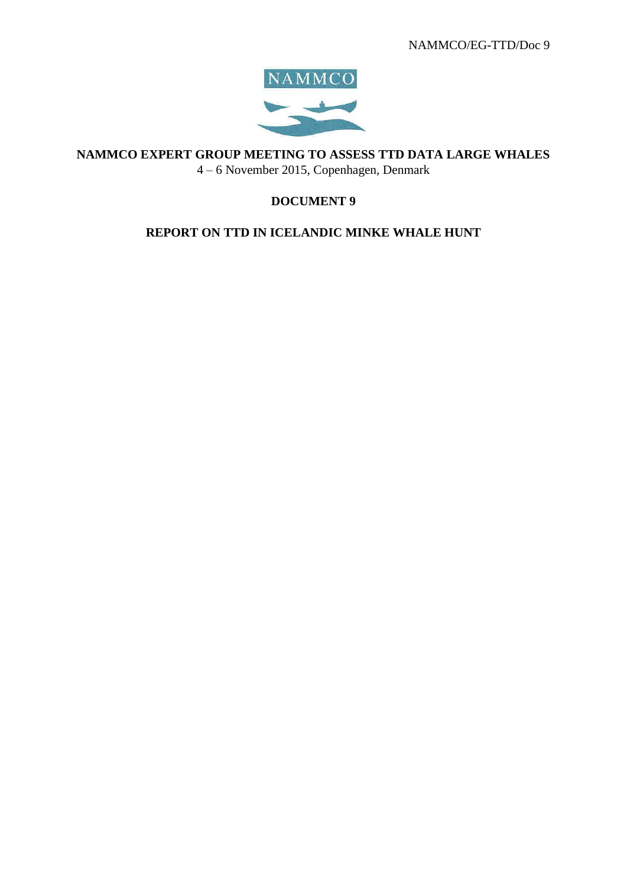NAMMCO/EG-TTD/Doc 9

NAMMCO

# NAMMCO EXPERT GROUP MEETING TO ASSESS TTD DATA LARGE WHALES

4 – 6 November 2015, Copenhagen, Denmark

## DOCUMENT 9

## REPORT ON TTD IN ICELANDIC MINKE WHALE HUNT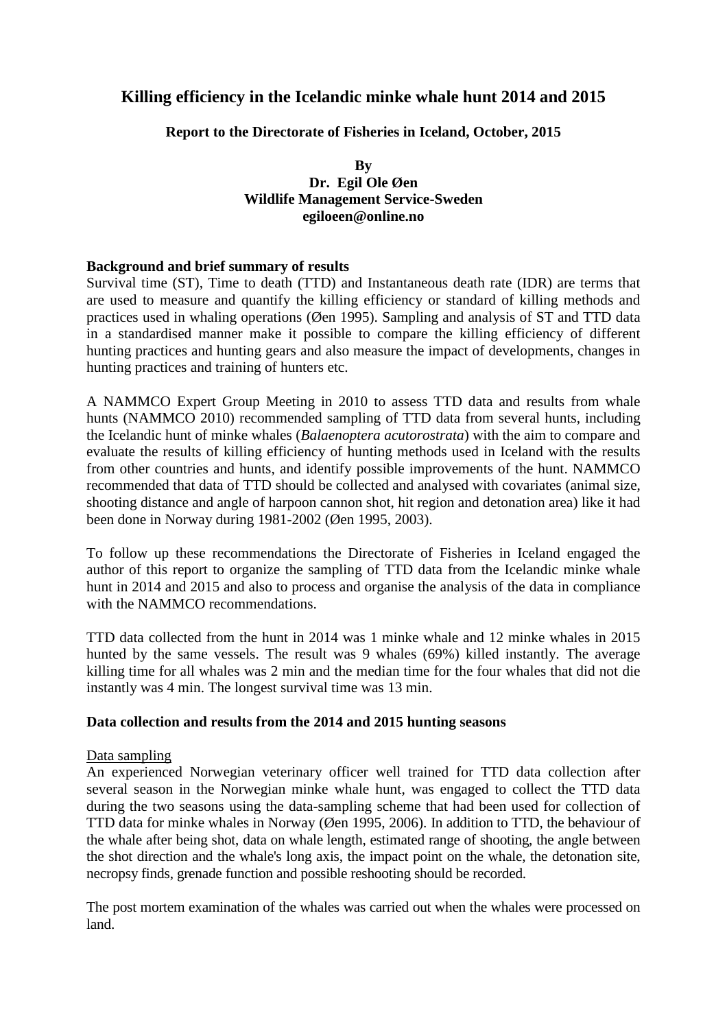# Killing efficiency in the Icelandic minke whale hunt 2014 and 2015

**Report to the Directorate of Fisheries in Iceland, October, 2015**

**By**
**Dr. Egil Ole Øen**
**Wildlife Management Service-Sweden**
**egiloeen@online.no**

**Background and brief summary of results**

Survival time (ST), Time to death (TTD) and Instantaneous death rate (IDR) are terms that are used to measure and quantify the killing efficiency or standard of killing methods and practices used in whaling operations (Øen 1995). Sampling and analysis of ST and TTD data in a standardised manner make it possible to compare the killing efficiency of different hunting practices and hunting gears and also measure the impact of developments, changes in hunting practices and training of hunters etc.

A NAMMCO Expert Group Meeting in 2010 to assess TTD data and results from whale hunts (NAMMCO 2010) recommended sampling of TTD data from several hunts, including the Icelandic hunt of minke whales (*Balaenoptera acutorostrata*) with the aim to compare and evaluate the results of killing efficiency of hunting methods used in Iceland with the results from other countries and hunts, and identify possible improvements of the hunt. NAMMCO recommended that data of TTD should be collected and analysed with covariates (animal size, shooting distance and angle of harpoon cannon shot, hit region and detonation area) like it had been done in Norway during 1981-2002 (Øen 1995, 2003).

To follow up these recommendations the Directorate of Fisheries in Iceland engaged the author of this report to organize the sampling of TTD data from the Icelandic minke whale hunt in 2014 and 2015 and also to process and organise the analysis of the data in compliance with the NAMMCO recommendations.

TTD data collected from the hunt in 2014 was 1 minke whale and 12 minke whales in 2015 hunted by the same vessels. The result was 9 whales (69%) killed instantly. The average killing time for all whales was 2 min and the median time for the four whales that did not die instantly was 4 min. The longest survival time was 13 min.

**Data collection and results from the 2014 and 2015 hunting seasons**

Data sampling

An experienced Norwegian veterinary officer well trained for TTD data collection after several season in the Norwegian minke whale hunt, was engaged to collect the TTD data during the two seasons using the data-sampling scheme that had been used for collection of TTD data for minke whales in Norway (Øen 1995, 2006). In addition to TTD, the behaviour of the whale after being shot, data on whale length, estimated range of shooting, the angle between the shot direction and the whale's long axis, the impact point on the whale, the detonation site, necropsy finds, grenade function and possible reshooting should be recorded.

The post mortem examination of the whales was carried out when the whales were processed on land.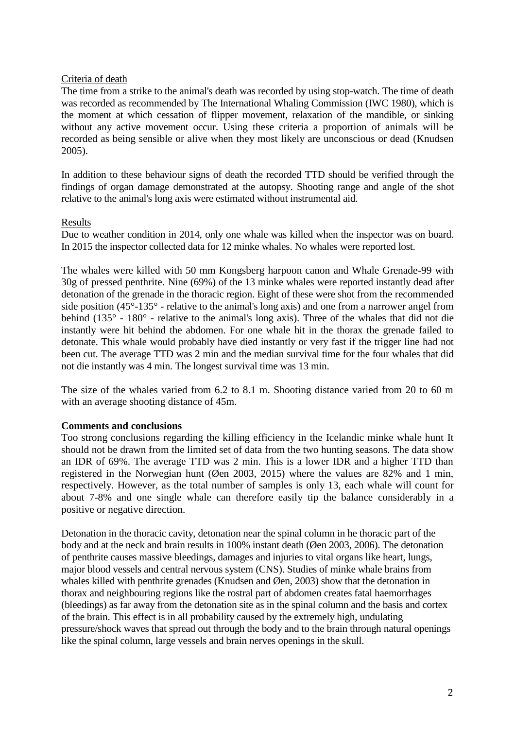Criteria of death

The time from a strike to the animal's death was recorded by using stop-watch. The time of death was recorded as recommended by The International Whaling Commission (IWC 1980), which is the moment at which cessation of flipper movement, relaxation of the mandible, or sinking without any active movement occur. Using these criteria a proportion of animals will be recorded as being sensible or alive when they most likely are unconscious or dead (Knudsen 2005).

In addition to these behaviour signs of death the recorded TTD should be verified through the findings of organ damage demonstrated at the autopsy. Shooting range and angle of the shot relative to the animal's long axis were estimated without instrumental aid.

Results

Due to weather condition in 2014, only one whale was killed when the inspector was on board. In 2015 the inspector collected data for 12 minke whales. No whales were reported lost.

The whales were killed with 50 mm Kongsberg harpoon canon and Whale Grenade-99 with 30g of pressed penthrite. Nine (69%) of the 13 minke whales were reported instantly dead after detonation of the grenade in the thoracic region. Eight of these were shot from the recommended side position (45°-135° - relative to the animal's long axis) and one from a narrower angel from behind (135° - 180° - relative to the animal's long axis). Three of the whales that did not die instantly were hit behind the abdomen. For one whale hit in the thorax the grenade failed to detonate. This whale would probably have died instantly or very fast if the trigger line had not been cut. The average TTD was 2 min and the median survival time for the four whales that did not die instantly was 4 min. The longest survival time was 13 min.

The size of the whales varied from 6.2 to 8.1 m. Shooting distance varied from 20 to 60 m with an average shooting distance of 45m.

**Comments and conclusions**

Too strong conclusions regarding the killing efficiency in the Icelandic minke whale hunt It should not be drawn from the limited set of data from the two hunting seasons. The data show an IDR of 69%. The average TTD was 2 min. This is a lower IDR and a higher TTD than registered in the Norwegian hunt (Øen 2003, 2015) where the values are 82% and 1 min, respectively. However, as the total number of samples is only 13, each whale will count for about 7-8% and one single whale can therefore easily tip the balance considerably in a positive or negative direction.

Detonation in the thoracic cavity, detonation near the spinal column in he thoracic part of the body and at the neck and brain results in 100% instant death (Øen 2003, 2006). The detonation of penthrite causes massive bleedings, damages and injuries to vital organs like heart, lungs, major blood vessels and central nervous system (CNS). Studies of minke whale brains from whales killed with penthrite grenades (Knudsen and Øen, 2003) show that the detonation in thorax and neighbouring regions like the rostral part of abdomen creates fatal haemorrhages (bleedings) as far away from the detonation site as in the spinal column and the basis and cortex of the brain. This effect is in all probability caused by the extremely high, undulating pressure/shock waves that spread out through the body and to the brain through natural openings like the spinal column, large vessels and brain nerves openings in the skull.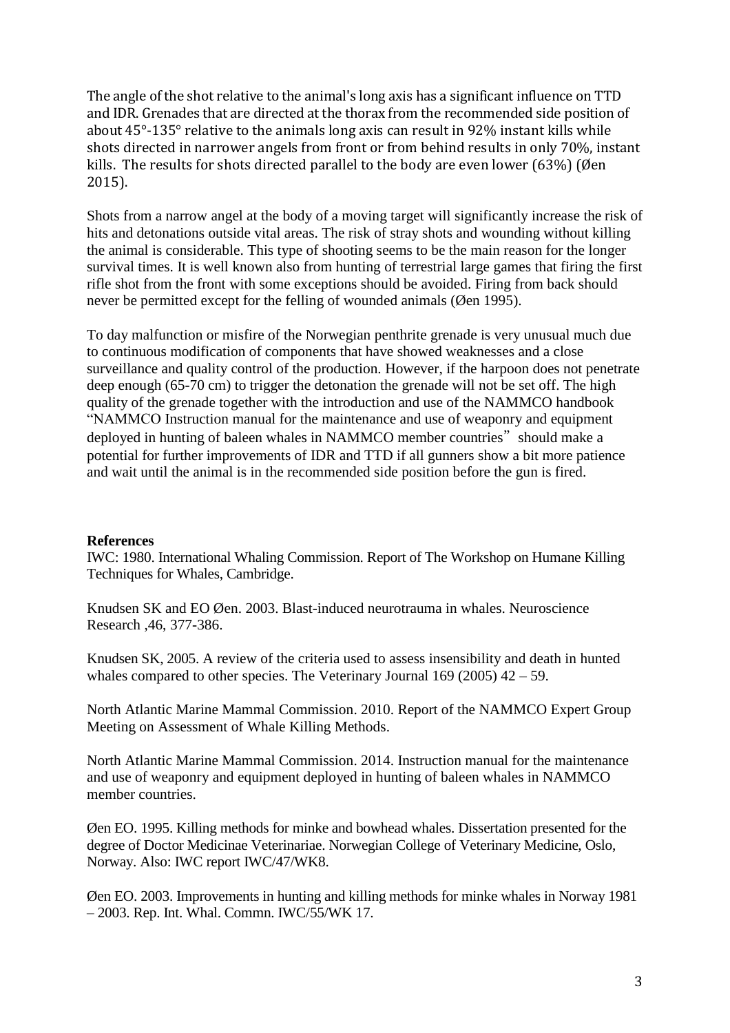The angle of the shot relative to the animal's long axis has a significant influence on TTD and IDR. Grenades that are directed at the thorax from the recommended side position of about 45°-135° relative to the animals long axis can result in 92% instant kills while shots directed in narrower angels from front or from behind results in only 70%, instant kills. The results for shots directed parallel to the body are even lower (63%) (Øen 2015).

Shots from a narrow angel at the body of a moving target will significantly increase the risk of hits and detonations outside vital areas. The risk of stray shots and wounding without killing the animal is considerable. This type of shooting seems to be the main reason for the longer survival times. It is well known also from hunting of terrestrial large games that firing the first rifle shot from the front with some exceptions should be avoided. Firing from back should never be permitted except for the felling of wounded animals (Øen 1995).

To day malfunction or misfire of the Norwegian penthrite grenade is very unusual much due to continuous modification of components that have showed weaknesses and a close surveillance and quality control of the production. However, if the harpoon does not penetrate deep enough (65-70 cm) to trigger the detonation the grenade will not be set off. The high quality of the grenade together with the introduction and use of the NAMMCO handbook "NAMMCO Instruction manual for the maintenance and use of weaponry and equipment deployed in hunting of baleen whales in NAMMCO member countries" should make a potential for further improvements of IDR and TTD if all gunners show a bit more patience and wait until the animal is in the recommended side position before the gun is fired.

**References**

IWC: 1980. International Whaling Commission. Report of The Workshop on Humane Killing Techniques for Whales, Cambridge.

Knudsen SK and EO Øen. 2003. Blast-induced neurotrauma in whales. Neuroscience Research ,46, 377-386.

Knudsen SK, 2005. A review of the criteria used to assess insensibility and death in hunted whales compared to other species. The Veterinary Journal 169 (2005) 42 – 59.

North Atlantic Marine Mammal Commission. 2010. Report of the NAMMCO Expert Group Meeting on Assessment of Whale Killing Methods.

North Atlantic Marine Mammal Commission. 2014. Instruction manual for the maintenance and use of weaponry and equipment deployed in hunting of baleen whales in NAMMCO member countries.

Øen EO. 1995. Killing methods for minke and bowhead whales. Dissertation presented for the degree of Doctor Medicinae Veterinariae. Norwegian College of Veterinary Medicine, Oslo, Norway. Also: IWC report IWC/47/WK8.

Øen EO. 2003. Improvements in hunting and killing methods for minke whales in Norway 1981 – 2003. Rep. Int. Whal. Commn. IWC/55/WK 17.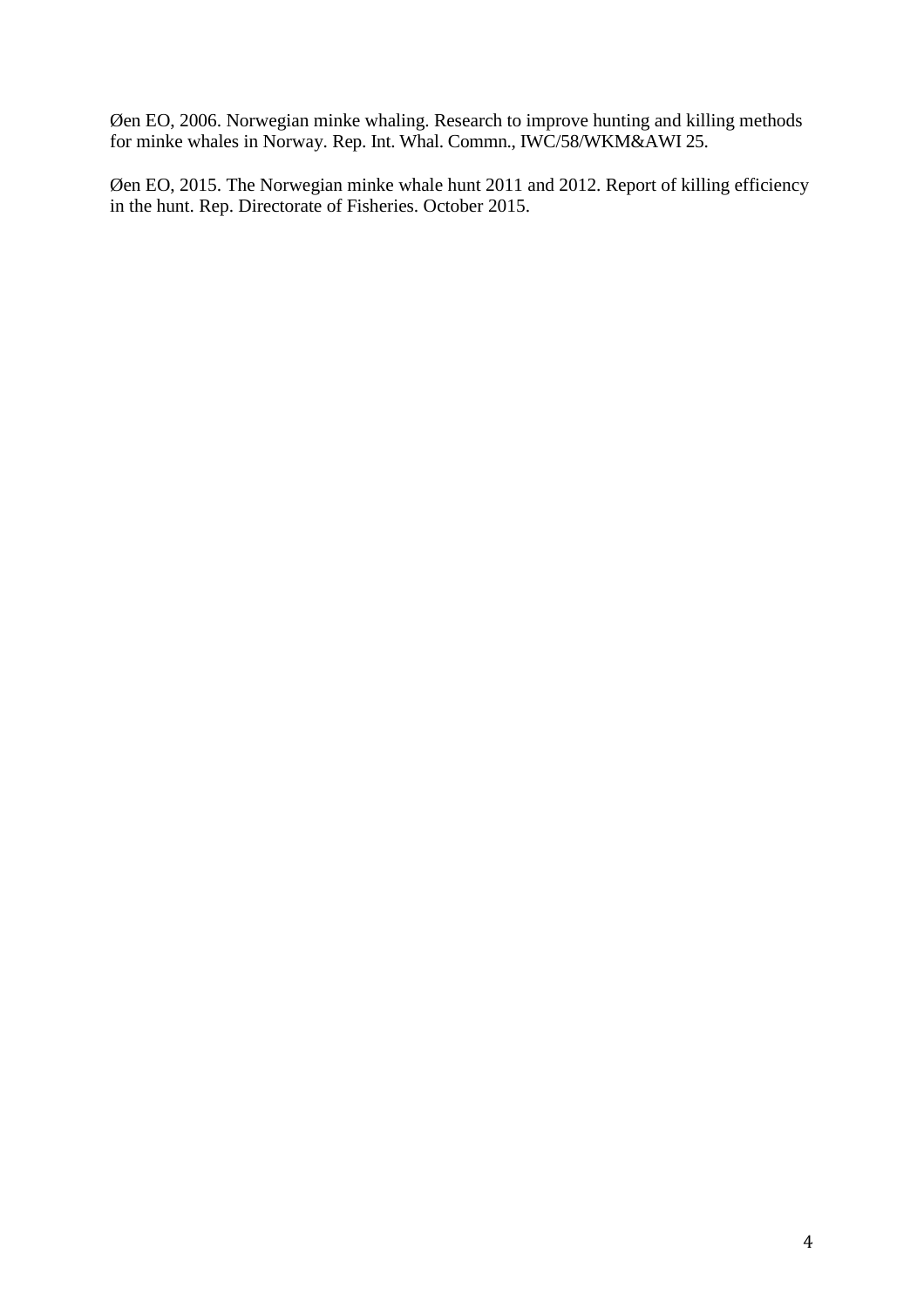Øen EO, 2006. Norwegian minke whaling. Research to improve hunting and killing methods for minke whales in Norway. Rep. Int. Whal. Commn., IWC/58/WKM&AWI 25.

Øen EO, 2015. The Norwegian minke whale hunt 2011 and 2012. Report of killing efficiency in the hunt. Rep. Directorate of Fisheries. October 2015.